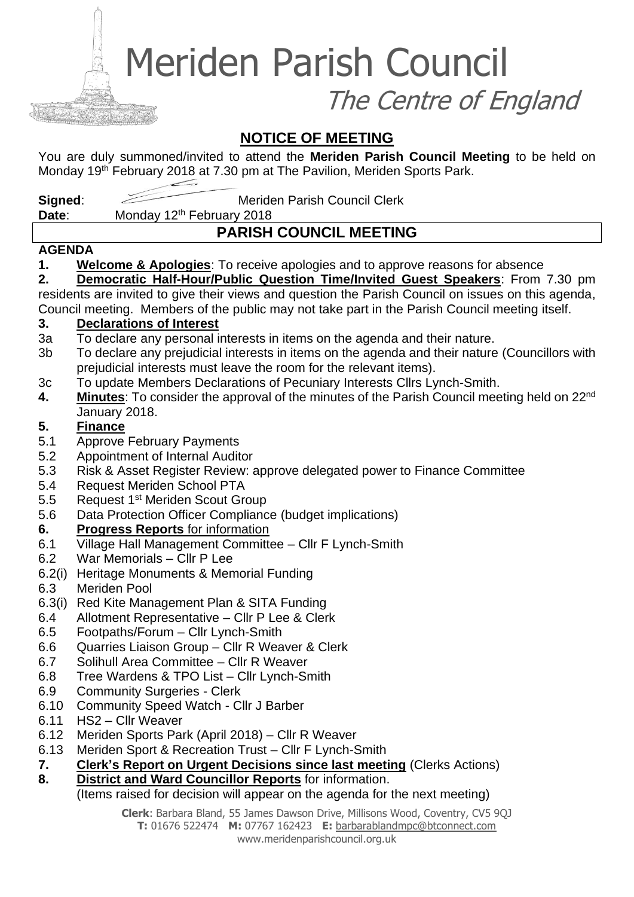# Meriden Parish Council

*The Centre of England*

## NOTICE OF MEETING

You are duly summoned/invited to attend the **Meriden Parish Council Meeting** to be held on Monday 19th February 2018 at 7.30 pm at The Pavilion, Meriden Sports Park.

**Signed**: Meriden Parish Council Clerk

**Date**: Monday 12th February 2018

## PARISH COUNCIL MEETING

**AGENDA**

**1. Welcome & Apologies**: To receive apologies and to approve reasons for absence

**2. Democratic Half-Hour/Public Question Time/Invited Guest Speakers**: From 7.30 pm residents are invited to give their views and question the Parish Council on issues on this agenda, Council meeting. Members of the public may not take part in the Parish Council meeting itself.

**3. Declarations of Interest**

3a To declare any personal interests in items on the agenda and their nature.

3b To declare any prejudicial interests in items on the agenda and their nature (Councillors with prejudicial interests must leave the room for the relevant items).

3c To update Members Declarations of Pecuniary Interests Cllrs Lynch-Smith.

**4. Minutes**: To consider the approval of the minutes of the Parish Council meeting held on 22nd January 2018.

**5. Finance**

5.1 Approve February Payments

5.2 Appointment of Internal Auditor

5.3 Risk & Asset Register Review: approve delegated power to Finance Committee

5.4 Request Meriden School PTA

5.5 Request 1st Meriden Scout Group

5.6 Data Protection Officer Compliance (budget implications)

**6. Progress Reports** for information

6.1 Village Hall Management Committee – Cllr F Lynch-Smith

6.2 War Memorials – Cllr P Lee

6.2(i) Heritage Monuments & Memorial Funding

6.3 Meriden Pool

6.3(i) Red Kite Management Plan & SITA Funding

6.4 Allotment Representative – Cllr P Lee & Clerk

6.5 Footpaths/Forum – Cllr Lynch-Smith

6.6 Quarries Liaison Group – Cllr R Weaver & Clerk

6.7 Solihull Area Committee – Cllr R Weaver

6.8 Tree Wardens & TPO List – Cllr Lynch-Smith

6.9 Community Surgeries - Clerk

6.10 Community Speed Watch - Cllr J Barber

6.11 HS2 – Cllr Weaver

6.12 Meriden Sports Park (April 2018) – Cllr R Weaver

6.13 Meriden Sport & Recreation Trust – Cllr F Lynch-Smith

**7. Clerk's Report on Urgent Decisions since last meeting** (Clerks Actions)

**8. District and Ward Councillor Reports** for information.
(Items raised for decision will appear on the agenda for the next meeting)

**Clerk**: Barbara Bland, 55 James Dawson Drive, Millisons Wood, Coventry, CV5 9QJ
**T:** 01676 522474 **M:** 07767 162423 **E:** barbarablandmpc@btconnect.com
www.meridenparishcouncil.org.uk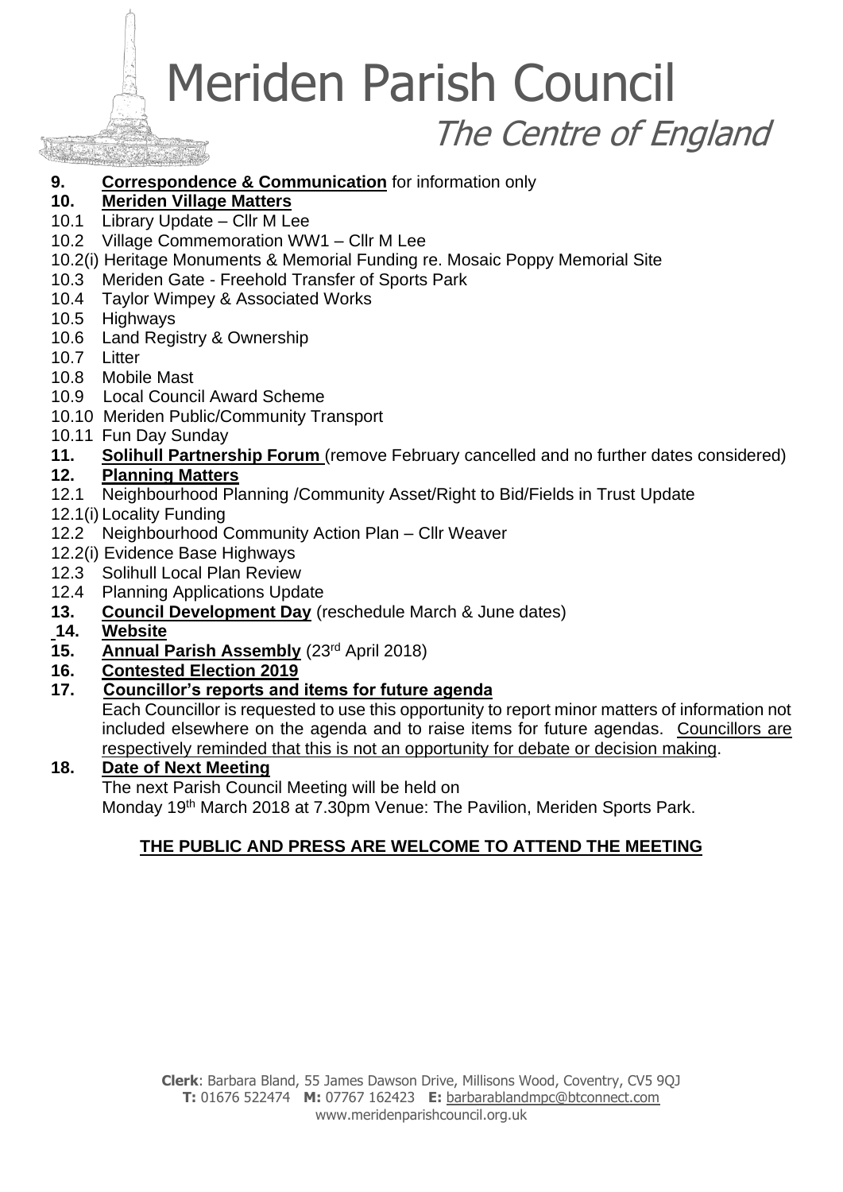# Meriden Parish Council

*The Centre of England*

**9. Correspondence & Communication** for information only

**10. Meriden Village Matters**

10.1 Library Update – Cllr M Lee

10.2 Village Commemoration WW1 – Cllr M Lee

10.2(i) Heritage Monuments & Memorial Funding re. Mosaic Poppy Memorial Site

10.3 Meriden Gate - Freehold Transfer of Sports Park

10.4 Taylor Wimpey & Associated Works

10.5 Highways

10.6 Land Registry & Ownership

10.7 Litter

10.8 Mobile Mast

10.9 Local Council Award Scheme

10.10 Meriden Public/Community Transport

10.11 Fun Day Sunday

**11. Solihull Partnership Forum** (remove February cancelled and no further dates considered)

**12. Planning Matters**

12.1 Neighbourhood Planning /Community Asset/Right to Bid/Fields in Trust Update

12.1(i) Locality Funding

12.2 Neighbourhood Community Action Plan – Cllr Weaver

12.2(i) Evidence Base Highways

12.3 Solihull Local Plan Review

12.4 Planning Applications Update

**13. Council Development Day** (reschedule March & June dates)

**14. Website**

**15. Annual Parish Assembly** (23rd April 2018)

**16. Contested Election 2019**

**17. Councillor's reports and items for future agenda**

Each Councillor is requested to use this opportunity to report minor matters of information not included elsewhere on the agenda and to raise items for future agendas. Councillors are respectively reminded that this is not an opportunity for debate or decision making.

**18. Date of Next Meeting**

The next Parish Council Meeting will be held on
Monday 19th March 2018 at 7.30pm Venue: The Pavilion, Meriden Sports Park.

**THE PUBLIC AND PRESS ARE WELCOME TO ATTEND THE MEETING**

**Clerk**: Barbara Bland, 55 James Dawson Drive, Millisons Wood, Coventry, CV5 9QJ
**T:** 01676 522474 **M:** 07767 162423 **E:** barbarablandmpc@btconnect.com
www.meridenparishcouncil.org.uk